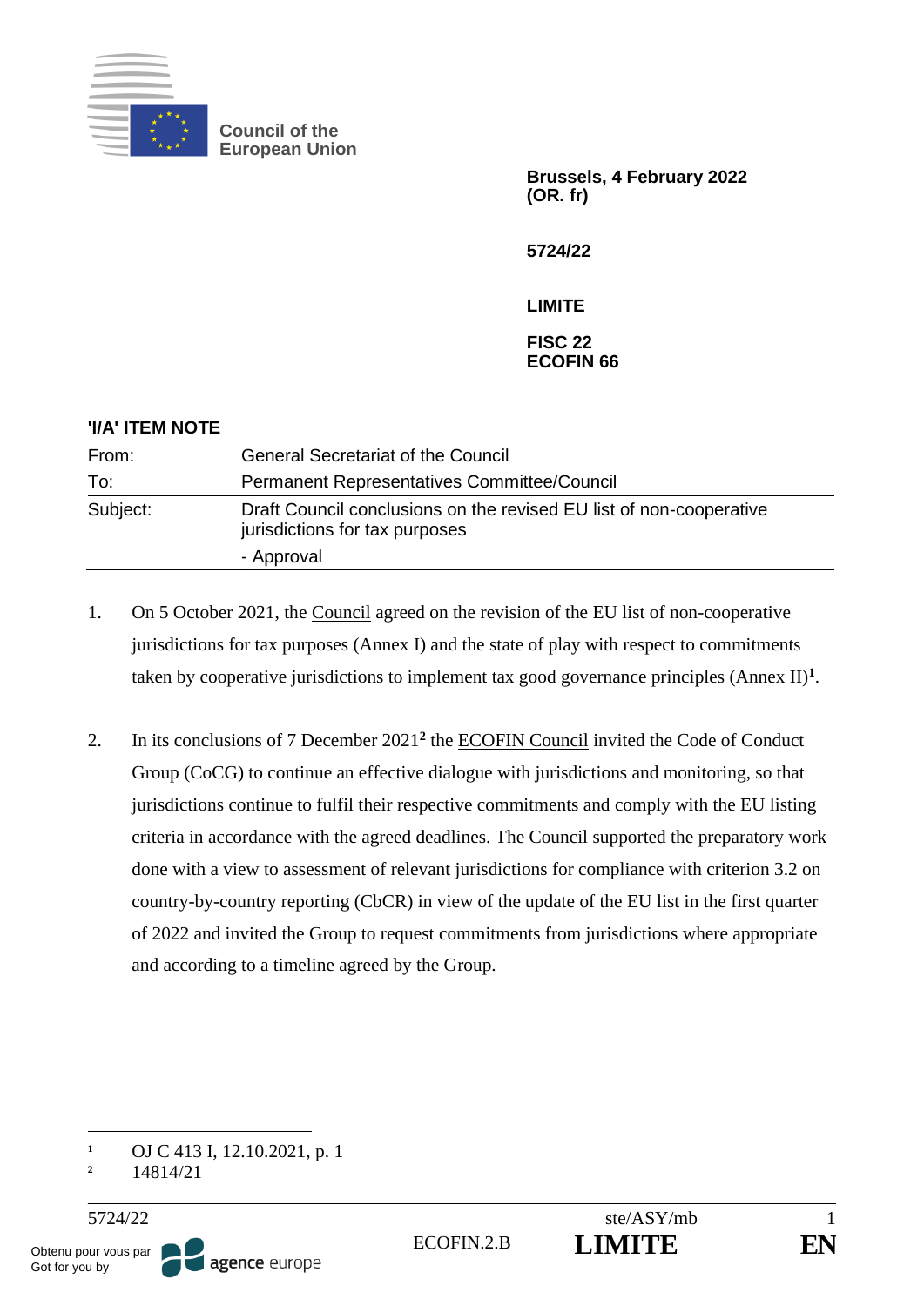Council of the European Union

**Brussels, 4 February 2022**
**(OR. fr)**

**5724/22**

**LIMITE**

**FISC 22**
**ECOFIN 66**

**'I/A' ITEM NOTE**

| | |
|---|---|
| From: | General Secretariat of the Council |
| To: | Permanent Representatives Committee/Council |
| Subject: | Draft Council conclusions on the revised EU list of non-cooperative jurisdictions for tax purposes<br>- Approval |

1. On 5 October 2021, the Council agreed on the revision of the EU list of non-cooperative jurisdictions for tax purposes (Annex I) and the state of play with respect to commitments taken by cooperative jurisdictions to implement tax good governance principles (Annex II)[1].

2. In its conclusions of 7 December 2021[2] the ECOFIN Council invited the Code of Conduct Group (CoCG) to continue an effective dialogue with jurisdictions and monitoring, so that jurisdictions continue to fulfil their respective commitments and comply with the EU listing criteria in accordance with the agreed deadlines. The Council supported the preparatory work done with a view to assessment of relevant jurisdictions for compliance with criterion 3.2 on country-by-country reporting (CbCR) in view of the update of the EU list in the first quarter of 2022 and invited the Group to request commitments from jurisdictions where appropriate and according to a timeline agreed by the Group.

[1] OJ C 413 I, 12.10.2021, p. 1
[2] 14814/21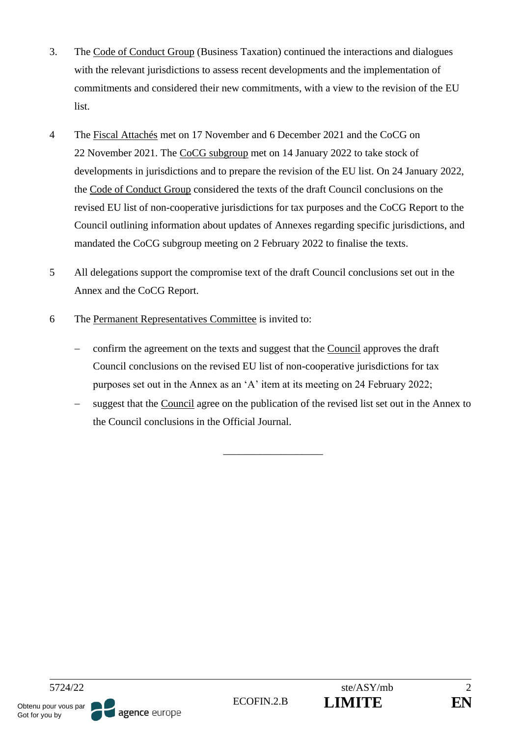3. The Code of Conduct Group (Business Taxation) continued the interactions and dialogues with the relevant jurisdictions to assess recent developments and the implementation of commitments and considered their new commitments, with a view to the revision of the EU list.

4 The Fiscal Attachés met on 17 November and 6 December 2021 and the CoCG on 22 November 2021. The CoCG subgroup met on 14 January 2022 to take stock of developments in jurisdictions and to prepare the revision of the EU list. On 24 January 2022, the Code of Conduct Group considered the texts of the draft Council conclusions on the revised EU list of non-cooperative jurisdictions for tax purposes and the CoCG Report to the Council outlining information about updates of Annexes regarding specific jurisdictions, and mandated the CoCG subgroup meeting on 2 February 2022 to finalise the texts.

5 All delegations support the compromise text of the draft Council conclusions set out in the Annex and the CoCG Report.

6 The Permanent Representatives Committee is invited to:

- confirm the agreement on the texts and suggest that the Council approves the draft Council conclusions on the revised EU list of non-cooperative jurisdictions for tax purposes set out in the Annex as an 'A' item at its meeting on 24 February 2022;
- suggest that the Council agree on the publication of the revised list set out in the Annex to the Council conclusions in the Official Journal.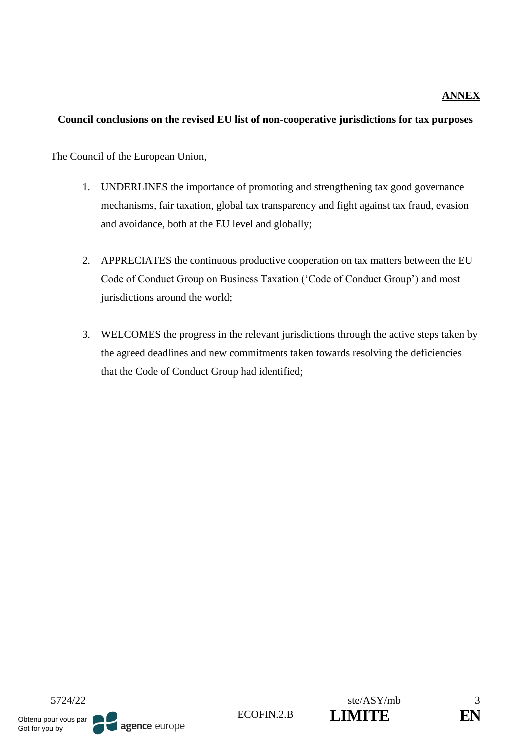**ANNEX**

**Council conclusions on the revised EU list of non-cooperative jurisdictions for tax purposes**

The Council of the European Union,

1. UNDERLINES the importance of promoting and strengthening tax good governance mechanisms, fair taxation, global tax transparency and fight against tax fraud, evasion and avoidance, both at the EU level and globally;

2. APPRECIATES the continuous productive cooperation on tax matters between the EU Code of Conduct Group on Business Taxation ('Code of Conduct Group') and most jurisdictions around the world;

3. WELCOMES the progress in the relevant jurisdictions through the active steps taken by the agreed deadlines and new commitments taken towards resolving the deficiencies that the Code of Conduct Group had identified;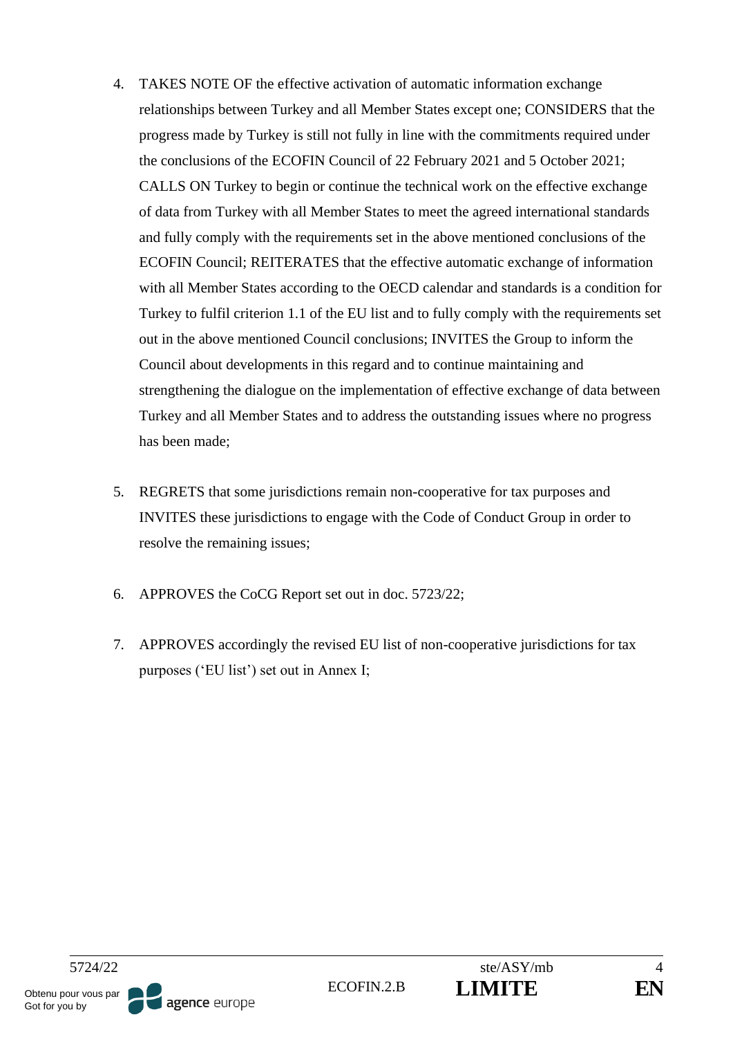4. TAKES NOTE OF the effective activation of automatic information exchange relationships between Turkey and all Member States except one; CONSIDERS that the progress made by Turkey is still not fully in line with the commitments required under the conclusions of the ECOFIN Council of 22 February 2021 and 5 October 2021; CALLS ON Turkey to begin or continue the technical work on the effective exchange of data from Turkey with all Member States to meet the agreed international standards and fully comply with the requirements set in the above mentioned conclusions of the ECOFIN Council; REITERATES that the effective automatic exchange of information with all Member States according to the OECD calendar and standards is a condition for Turkey to fulfil criterion 1.1 of the EU list and to fully comply with the requirements set out in the above mentioned Council conclusions; INVITES the Group to inform the Council about developments in this regard and to continue maintaining and strengthening the dialogue on the implementation of effective exchange of data between Turkey and all Member States and to address the outstanding issues where no progress has been made;

5. REGRETS that some jurisdictions remain non-cooperative for tax purposes and INVITES these jurisdictions to engage with the Code of Conduct Group in order to resolve the remaining issues;

6. APPROVES the CoCG Report set out in doc. 5723/22;

7. APPROVES accordingly the revised EU list of non-cooperative jurisdictions for tax purposes ('EU list') set out in Annex I;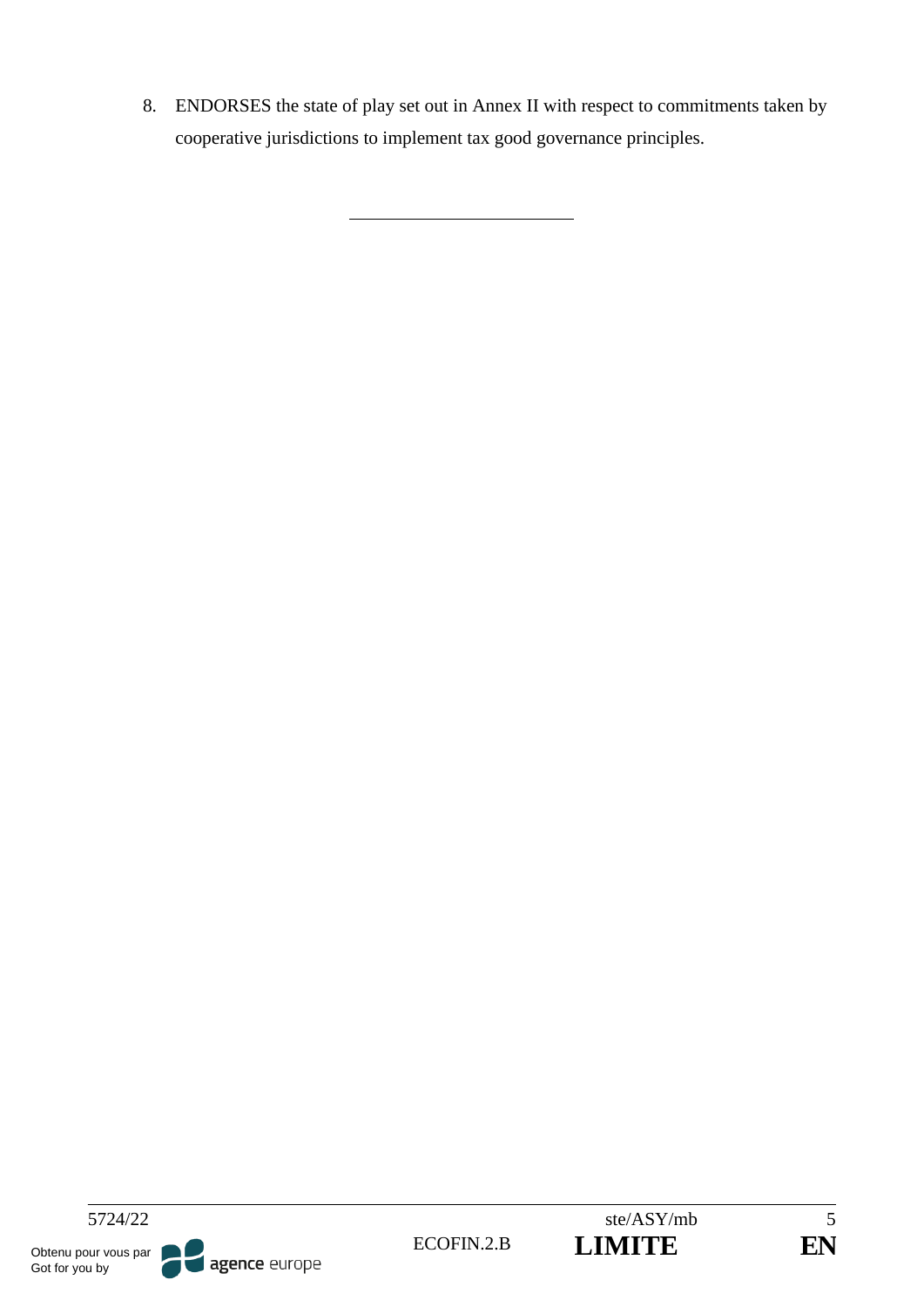8. ENDORSES the state of play set out in Annex II with respect to commitments taken by cooperative jurisdictions to implement tax good governance principles.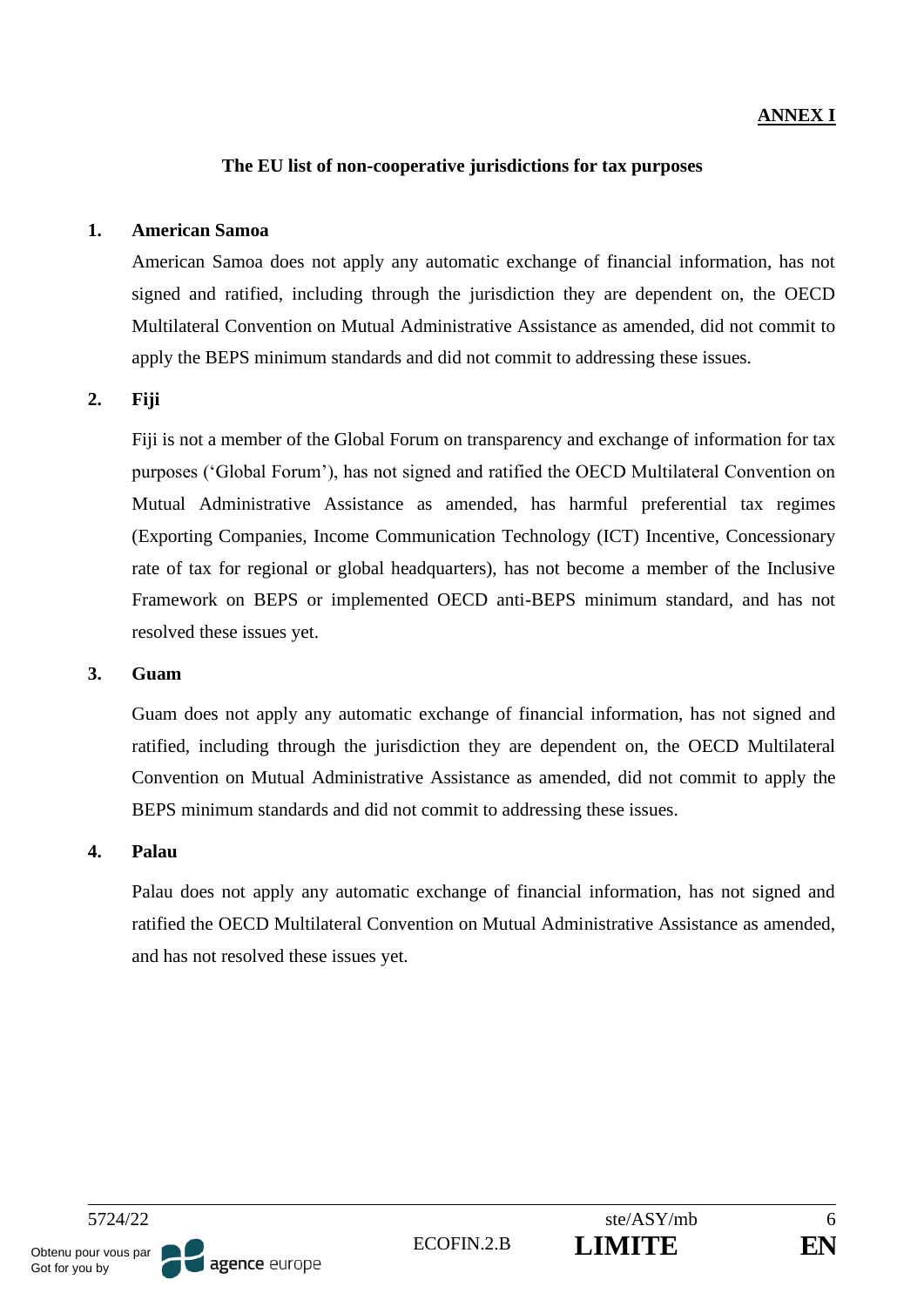**ANNEX I**

## The EU list of non-cooperative jurisdictions for tax purposes

**1. American Samoa**

American Samoa does not apply any automatic exchange of financial information, has not signed and ratified, including through the jurisdiction they are dependent on, the OECD Multilateral Convention on Mutual Administrative Assistance as amended, did not commit to apply the BEPS minimum standards and did not commit to addressing these issues.

**2. Fiji**

Fiji is not a member of the Global Forum on transparency and exchange of information for tax purposes ('Global Forum'), has not signed and ratified the OECD Multilateral Convention on Mutual Administrative Assistance as amended, has harmful preferential tax regimes (Exporting Companies, Income Communication Technology (ICT) Incentive, Concessionary rate of tax for regional or global headquarters), has not become a member of the Inclusive Framework on BEPS or implemented OECD anti-BEPS minimum standard, and has not resolved these issues yet.

**3. Guam**

Guam does not apply any automatic exchange of financial information, has not signed and ratified, including through the jurisdiction they are dependent on, the OECD Multilateral Convention on Mutual Administrative Assistance as amended, did not commit to apply the BEPS minimum standards and did not commit to addressing these issues.

**4. Palau**

Palau does not apply any automatic exchange of financial information, has not signed and ratified the OECD Multilateral Convention on Mutual Administrative Assistance as amended, and has not resolved these issues yet.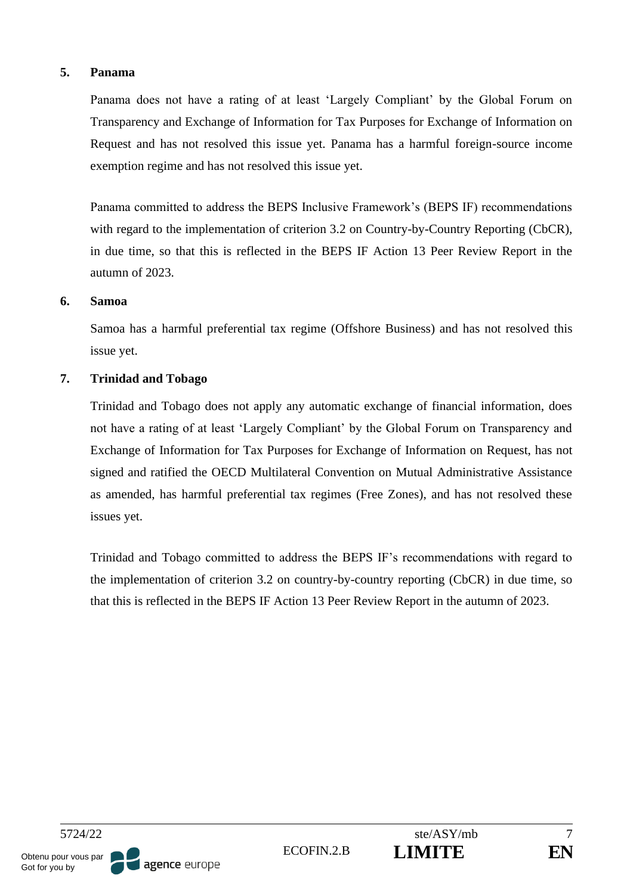**5. Panama**

Panama does not have a rating of at least ‘Largely Compliant’ by the Global Forum on Transparency and Exchange of Information for Tax Purposes for Exchange of Information on Request and has not resolved this issue yet. Panama has a harmful foreign-source income exemption regime and has not resolved this issue yet.

Panama committed to address the BEPS Inclusive Framework’s (BEPS IF) recommendations with regard to the implementation of criterion 3.2 on Country-by-Country Reporting (CbCR), in due time, so that this is reflected in the BEPS IF Action 13 Peer Review Report in the autumn of 2023.

**6. Samoa**

Samoa has a harmful preferential tax regime (Offshore Business) and has not resolved this issue yet.

**7. Trinidad and Tobago**

Trinidad and Tobago does not apply any automatic exchange of financial information, does not have a rating of at least ‘Largely Compliant’ by the Global Forum on Transparency and Exchange of Information for Tax Purposes for Exchange of Information on Request, has not signed and ratified the OECD Multilateral Convention on Mutual Administrative Assistance as amended, has harmful preferential tax regimes (Free Zones), and has not resolved these issues yet.

Trinidad and Tobago committed to address the BEPS IF’s recommendations with regard to the implementation of criterion 3.2 on country-by-country reporting (CbCR) in due time, so that this is reflected in the BEPS IF Action 13 Peer Review Report in the autumn of 2023.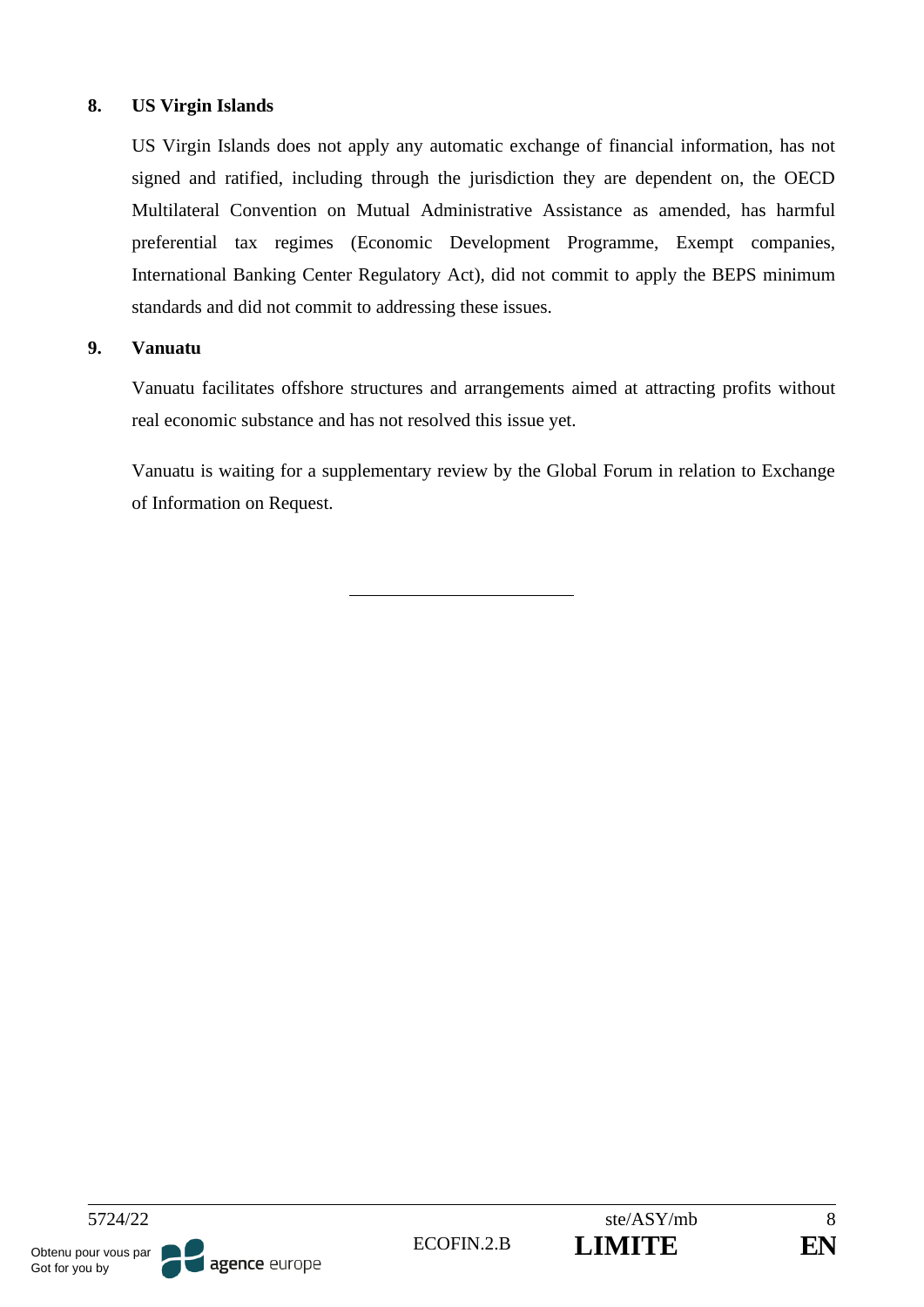**8. US Virgin Islands**

US Virgin Islands does not apply any automatic exchange of financial information, has not signed and ratified, including through the jurisdiction they are dependent on, the OECD Multilateral Convention on Mutual Administrative Assistance as amended, has harmful preferential tax regimes (Economic Development Programme, Exempt companies, International Banking Center Regulatory Act), did not commit to apply the BEPS minimum standards and did not commit to addressing these issues.

**9. Vanuatu**

Vanuatu facilitates offshore structures and arrangements aimed at attracting profits without real economic substance and has not resolved this issue yet.

Vanuatu is waiting for a supplementary review by the Global Forum in relation to Exchange of Information on Request.

---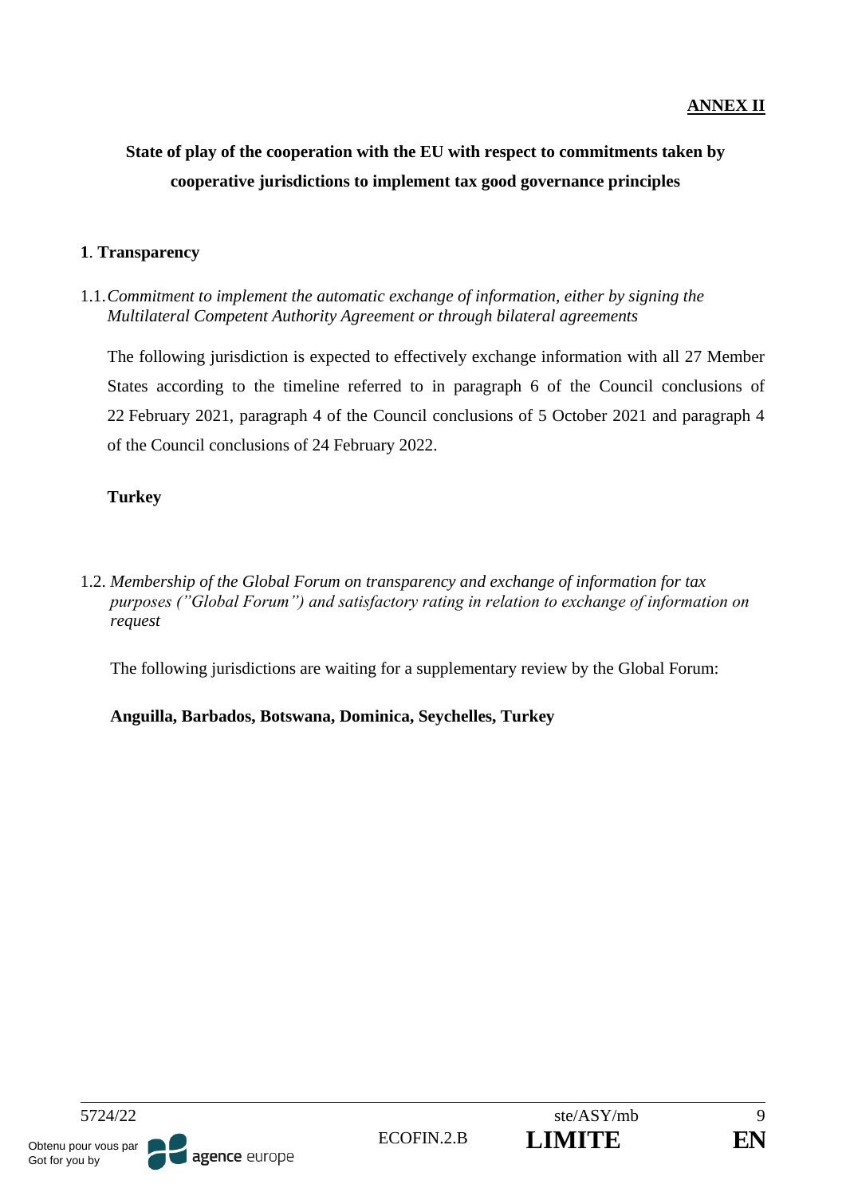**ANNEX II**

**State of play of the cooperation with the EU with respect to commitments taken by cooperative jurisdictions to implement tax good governance principles**

**1. Transparency**

1.1. *Commitment to implement the automatic exchange of information, either by signing the Multilateral Competent Authority Agreement or through bilateral agreements*

The following jurisdiction is expected to effectively exchange information with all 27 Member States according to the timeline referred to in paragraph 6 of the Council conclusions of 22 February 2021, paragraph 4 of the Council conclusions of 5 October 2021 and paragraph 4 of the Council conclusions of 24 February 2022.

**Turkey**

1.2. *Membership of the Global Forum on transparency and exchange of information for tax purposes ("Global Forum") and satisfactory rating in relation to exchange of information on request*

The following jurisdictions are waiting for a supplementary review by the Global Forum:

**Anguilla, Barbados, Botswana, Dominica, Seychelles, Turkey**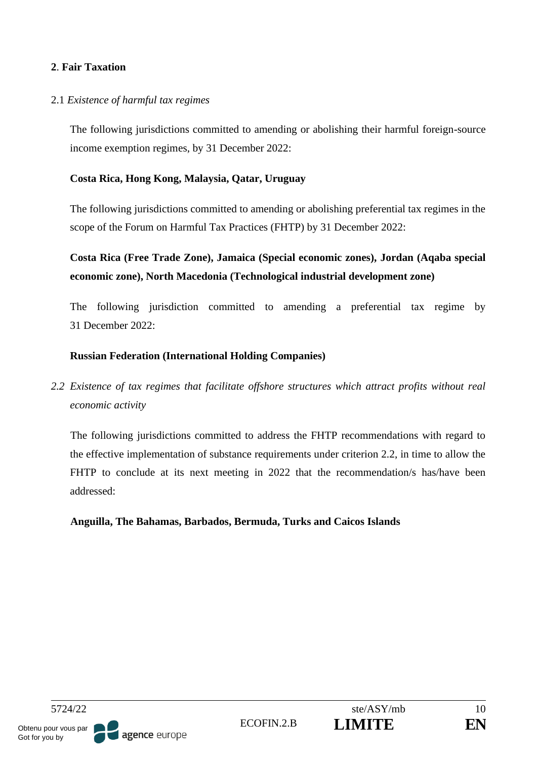## 2. Fair Taxation

2.1 *Existence of harmful tax regimes*

The following jurisdictions committed to amending or abolishing their harmful foreign-source income exemption regimes, by 31 December 2022:

**Costa Rica, Hong Kong, Malaysia, Qatar, Uruguay**

The following jurisdictions committed to amending or abolishing preferential tax regimes in the scope of the Forum on Harmful Tax Practices (FHTP) by 31 December 2022:

**Costa Rica (Free Trade Zone), Jamaica (Special economic zones), Jordan (Aqaba special economic zone), North Macedonia (Technological industrial development zone)**

The following jurisdiction committed to amending a preferential tax regime by 31 December 2022:

**Russian Federation (International Holding Companies)**

*2.2 Existence of tax regimes that facilitate offshore structures which attract profits without real economic activity*

The following jurisdictions committed to address the FHTP recommendations with regard to the effective implementation of substance requirements under criterion 2.2, in time to allow the FHTP to conclude at its next meeting in 2022 that the recommendation/s has/have been addressed:

**Anguilla, The Bahamas, Barbados, Bermuda, Turks and Caicos Islands**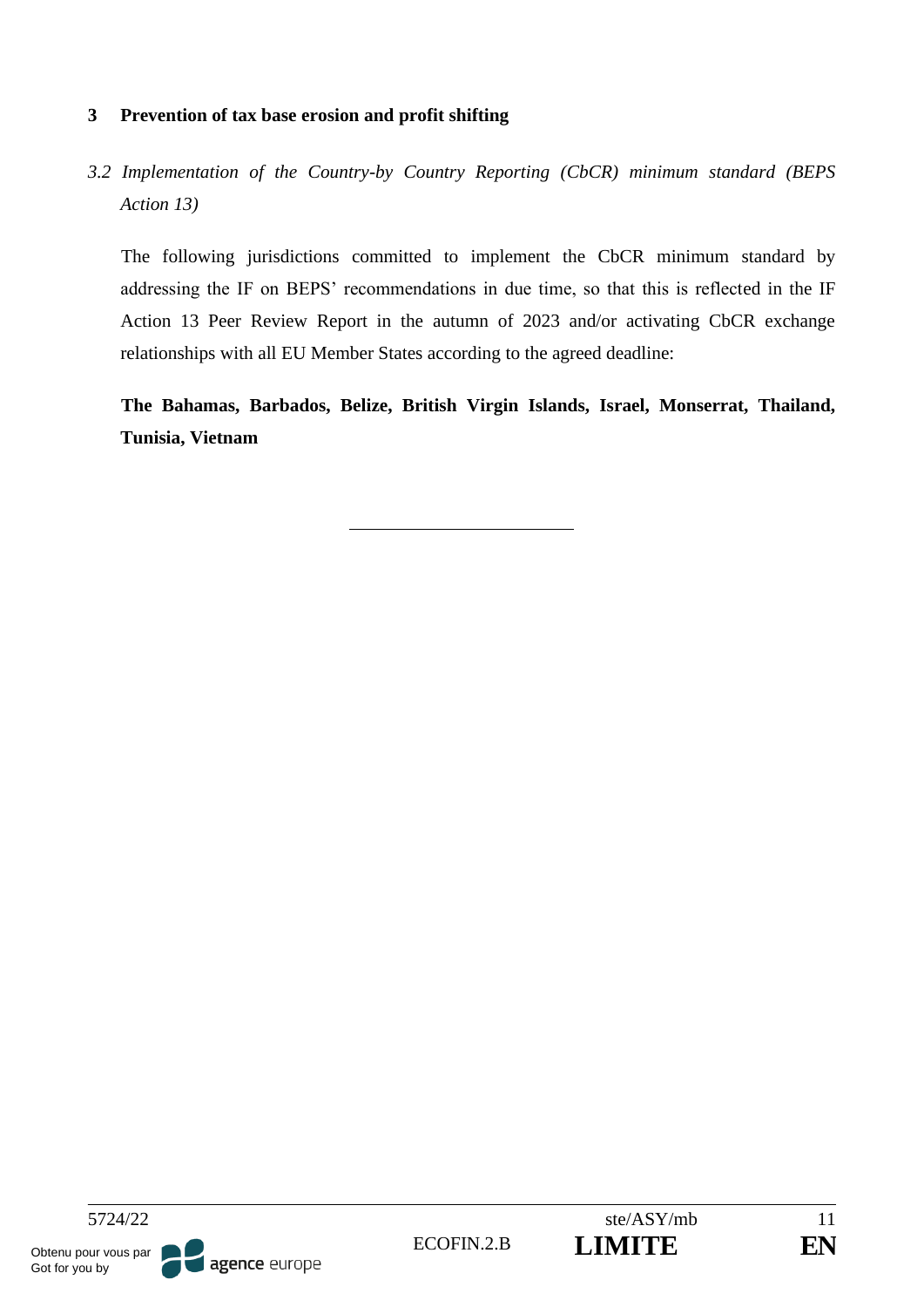## 3 Prevention of tax base erosion and profit shifting

*3.2 Implementation of the Country-by Country Reporting (CbCR) minimum standard (BEPS Action 13)*

The following jurisdictions committed to implement the CbCR minimum standard by addressing the IF on BEPS' recommendations in due time, so that this is reflected in the IF Action 13 Peer Review Report in the autumn of 2023 and/or activating CbCR exchange relationships with all EU Member States according to the agreed deadline:

**The Bahamas, Barbados, Belize, British Virgin Islands, Israel, Monserrat, Thailand, Tunisia, Vietnam**